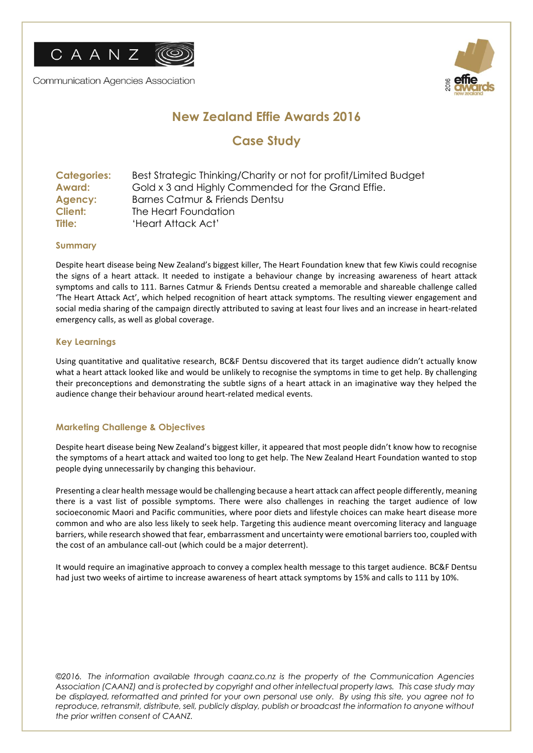CAANZ

Communication Agencies Association

# New Zealand Effie Awards 2016

## Case Study

**Categories:** Best Strategic Thinking/Charity or not for profit/Limited Budget
**Award:** Gold x 3 and Highly Commended for the Grand Effie.
**Agency:** Barnes Catmur & Friends Dentsu
**Client:** The Heart Foundation
**Title:** 'Heart Attack Act'

### Summary

Despite heart disease being New Zealand's biggest killer, The Heart Foundation knew that few Kiwis could recognise the signs of a heart attack. It needed to instigate a behaviour change by increasing awareness of heart attack symptoms and calls to 111. Barnes Catmur & Friends Dentsu created a memorable and shareable challenge called 'The Heart Attack Act', which helped recognition of heart attack symptoms. The resulting viewer engagement and social media sharing of the campaign directly attributed to saving at least four lives and an increase in heart-related emergency calls, as well as global coverage.

### Key Learnings

Using quantitative and qualitative research, BC&F Dentsu discovered that its target audience didn't actually know what a heart attack looked like and would be unlikely to recognise the symptoms in time to get help. By challenging their preconceptions and demonstrating the subtle signs of a heart attack in an imaginative way they helped the audience change their behaviour around heart-related medical events.

### Marketing Challenge & Objectives

Despite heart disease being New Zealand's biggest killer, it appeared that most people didn't know how to recognise the symptoms of a heart attack and waited too long to get help. The New Zealand Heart Foundation wanted to stop people dying unnecessarily by changing this behaviour.

Presenting a clear health message would be challenging because a heart attack can affect people differently, meaning there is a vast list of possible symptoms. There were also challenges in reaching the target audience of low socioeconomic Maori and Pacific communities, where poor diets and lifestyle choices can make heart disease more common and who are also less likely to seek help. Targeting this audience meant overcoming literacy and language barriers, while research showed that fear, embarrassment and uncertainty were emotional barriers too, coupled with the cost of an ambulance call-out (which could be a major deterrent).

It would require an imaginative approach to convey a complex health message to this target audience. BC&F Dentsu had just two weeks of airtime to increase awareness of heart attack symptoms by 15% and calls to 111 by 10%.

*©2016. The information available through caanz.co.nz is the property of the Communication Agencies Association (CAANZ) and is protected by copyright and other intellectual property laws. This case study may be displayed, reformatted and printed for your own personal use only. By using this site, you agree not to reproduce, retransmit, distribute, sell, publicly display, publish or broadcast the information to anyone without the prior written consent of CAANZ.*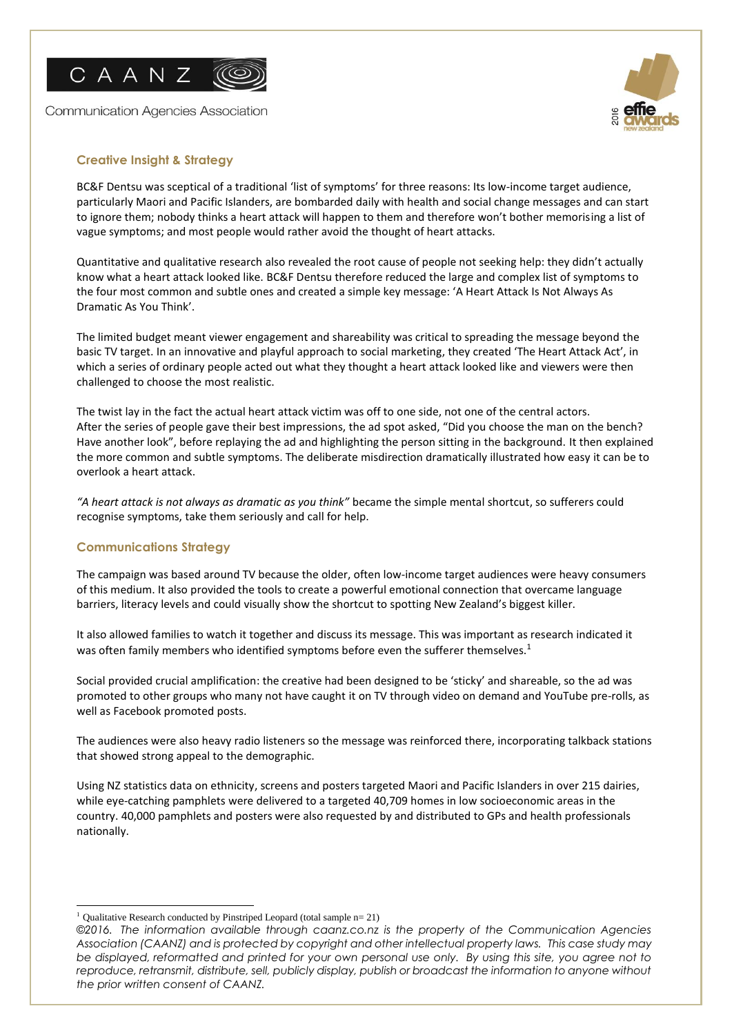## Creative Insight & Strategy

BC&F Dentsu was sceptical of a traditional 'list of symptoms' for three reasons: Its low-income target audience, particularly Maori and Pacific Islanders, are bombarded daily with health and social change messages and can start to ignore them; nobody thinks a heart attack will happen to them and therefore won't bother memorising a list of vague symptoms; and most people would rather avoid the thought of heart attacks.

Quantitative and qualitative research also revealed the root cause of people not seeking help: they didn't actually know what a heart attack looked like. BC&F Dentsu therefore reduced the large and complex list of symptoms to the four most common and subtle ones and created a simple key message: 'A Heart Attack Is Not Always As Dramatic As You Think'.

The limited budget meant viewer engagement and shareability was critical to spreading the message beyond the basic TV target. In an innovative and playful approach to social marketing, they created 'The Heart Attack Act', in which a series of ordinary people acted out what they thought a heart attack looked like and viewers were then challenged to choose the most realistic.

The twist lay in the fact the actual heart attack victim was off to one side, not one of the central actors. After the series of people gave their best impressions, the ad spot asked, "Did you choose the man on the bench? Have another look", before replaying the ad and highlighting the person sitting in the background. It then explained the more common and subtle symptoms. The deliberate misdirection dramatically illustrated how easy it can be to overlook a heart attack.

*"A heart attack is not always as dramatic as you think"* became the simple mental shortcut, so sufferers could recognise symptoms, take them seriously and call for help.

## Communications Strategy

The campaign was based around TV because the older, often low-income target audiences were heavy consumers of this medium. It also provided the tools to create a powerful emotional connection that overcame language barriers, literacy levels and could visually show the shortcut to spotting New Zealand's biggest killer.

It also allowed families to watch it together and discuss its message. This was important as research indicated it was often family members who identified symptoms before even the sufferer themselves.[1]

Social provided crucial amplification: the creative had been designed to be 'sticky' and shareable, so the ad was promoted to other groups who many not have caught it on TV through video on demand and YouTube pre-rolls, as well as Facebook promoted posts.

The audiences were also heavy radio listeners so the message was reinforced there, incorporating talkback stations that showed strong appeal to the demographic.

Using NZ statistics data on ethnicity, screens and posters targeted Maori and Pacific Islanders in over 215 dairies, while eye-catching pamphlets were delivered to a targeted 40,709 homes in low socioeconomic areas in the country. 40,000 pamphlets and posters were also requested by and distributed to GPs and health professionals nationally.

---

[1] Qualitative Research conducted by Pinstriped Leopard (total sample n= 21)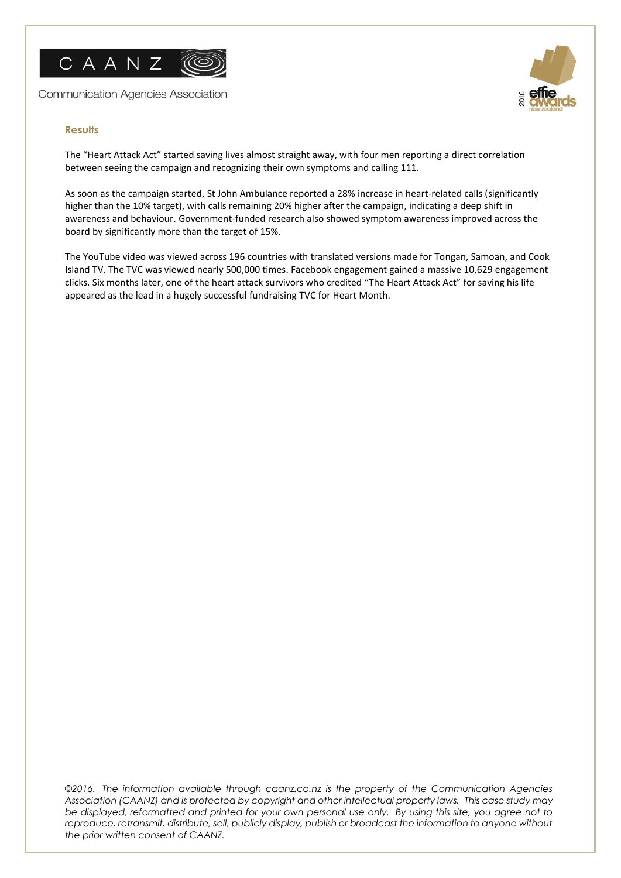## Results

The "Heart Attack Act" started saving lives almost straight away, with four men reporting a direct correlation between seeing the campaign and recognizing their own symptoms and calling 111.

As soon as the campaign started, St John Ambulance reported a 28% increase in heart-related calls (significantly higher than the 10% target), with calls remaining 20% higher after the campaign, indicating a deep shift in awareness and behaviour. Government-funded research also showed symptom awareness improved across the board by significantly more than the target of 15%.

The YouTube video was viewed across 196 countries with translated versions made for Tongan, Samoan, and Cook Island TV. The TVC was viewed nearly 500,000 times. Facebook engagement gained a massive 10,629 engagement clicks. Six months later, one of the heart attack survivors who credited "The Heart Attack Act" for saving his life appeared as the lead in a hugely successful fundraising TVC for Heart Month.

*©2016. The information available through caanz.co.nz is the property of the Communication Agencies Association (CAANZ) and is protected by copyright and other intellectual property laws. This case study may be displayed, reformatted and printed for your own personal use only. By using this site, you agree not to reproduce, retransmit, distribute, sell, publicly display, publish or broadcast the information to anyone without the prior written consent of CAANZ.*